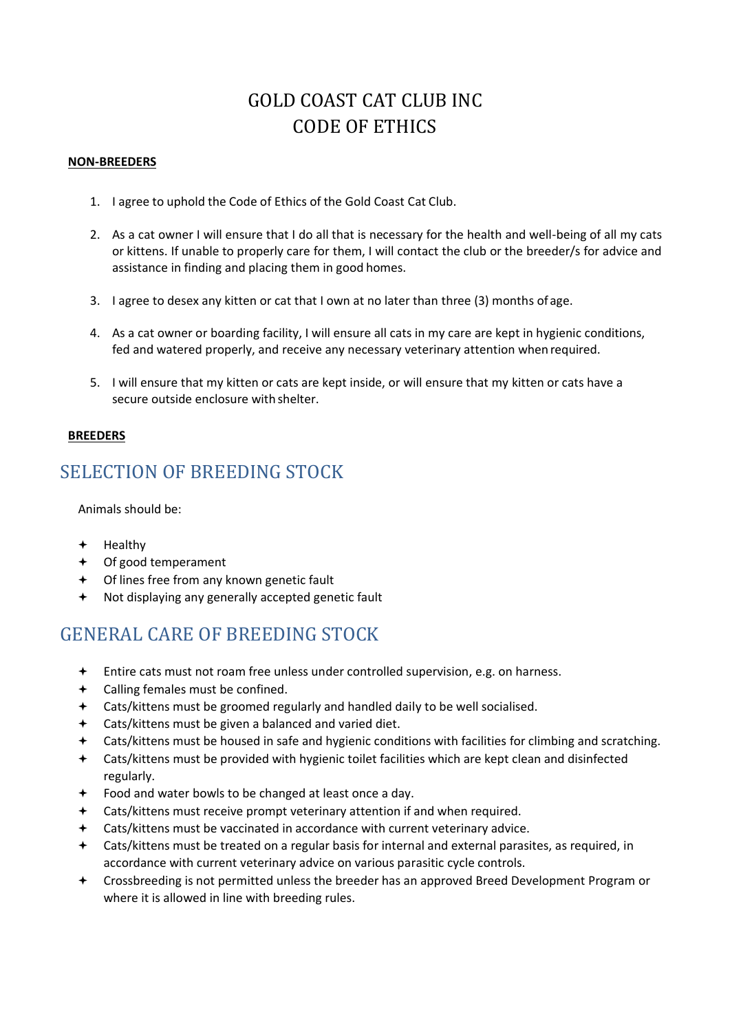# GOLD COAST CAT CLUB INC
# CODE OF ETHICS

**NON-BREEDERS**

1. I agree to uphold the Code of Ethics of the Gold Coast Cat Club.
2. As a cat owner I will ensure that I do all that is necessary for the health and well-being of all my cats or kittens. If unable to properly care for them, I will contact the club or the breeder/s for advice and assistance in finding and placing them in good homes.
3. I agree to desex any kitten or cat that I own at no later than three (3) months of age.
4. As a cat owner or boarding facility, I will ensure all cats in my care are kept in hygienic conditions, fed and watered properly, and receive any necessary veterinary attention when required.
5. I will ensure that my kitten or cats are kept inside, or will ensure that my kitten or cats have a secure outside enclosure with shelter.

**BREEDERS**

## SELECTION OF BREEDING STOCK

Animals should be:

- Healthy
- Of good temperament
- Of lines free from any known genetic fault
- Not displaying any generally accepted genetic fault

## GENERAL CARE OF BREEDING STOCK

- Entire cats must not roam free unless under controlled supervision, e.g. on harness.
- Calling females must be confined.
- Cats/kittens must be groomed regularly and handled daily to be well socialised.
- Cats/kittens must be given a balanced and varied diet.
- Cats/kittens must be housed in safe and hygienic conditions with facilities for climbing and scratching.
- Cats/kittens must be provided with hygienic toilet facilities which are kept clean and disinfected regularly.
- Food and water bowls to be changed at least once a day.
- Cats/kittens must receive prompt veterinary attention if and when required.
- Cats/kittens must be vaccinated in accordance with current veterinary advice.
- Cats/kittens must be treated on a regular basis for internal and external parasites, as required, in accordance with current veterinary advice on various parasitic cycle controls.
- Crossbreeding is not permitted unless the breeder has an approved Breed Development Program or where it is allowed in line with breeding rules.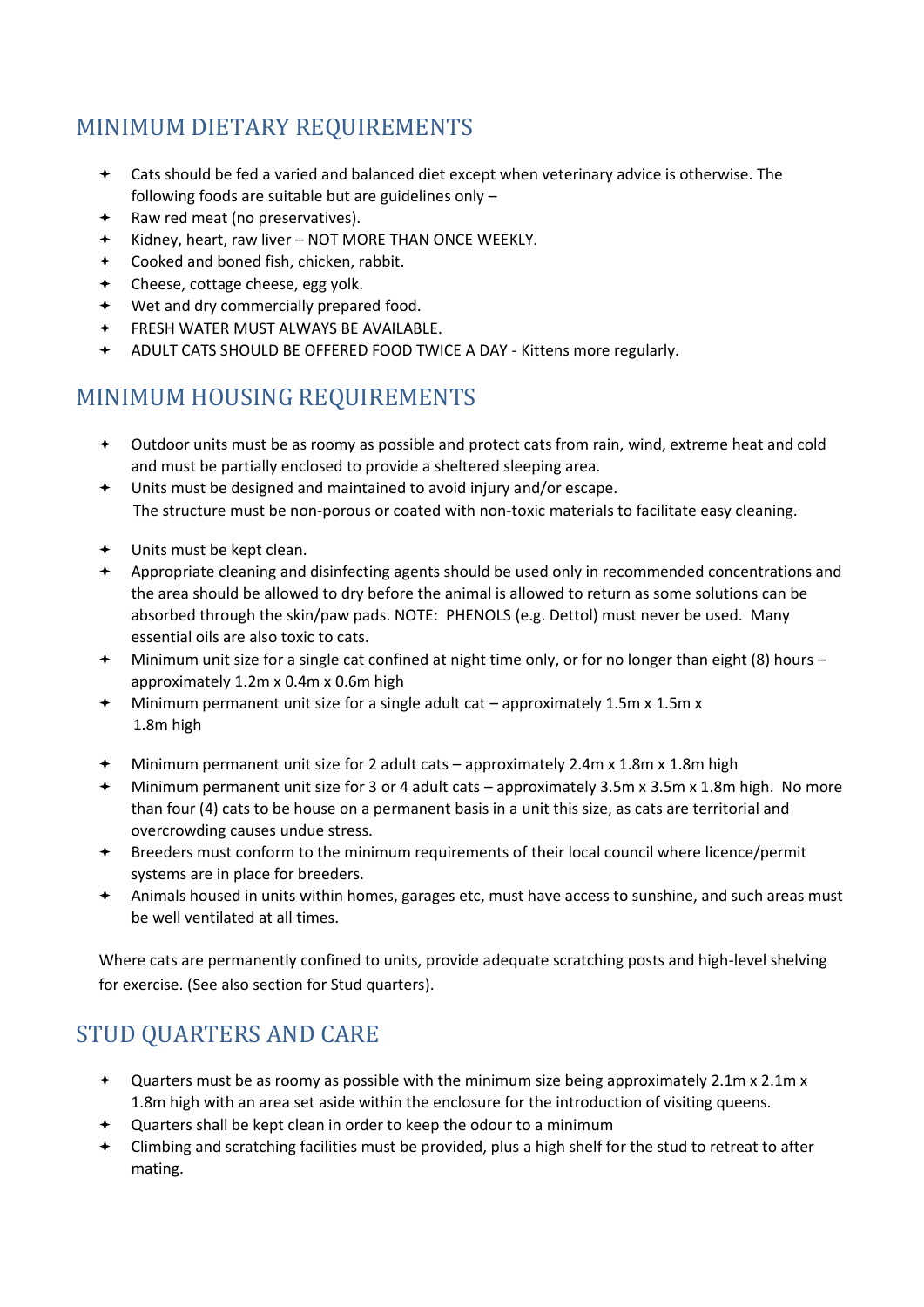## MINIMUM DIETARY REQUIREMENTS

- Cats should be fed a varied and balanced diet except when veterinary advice is otherwise. The following foods are suitable but are guidelines only –
- Raw red meat (no preservatives).
- Kidney, heart, raw liver – NOT MORE THAN ONCE WEEKLY.
- Cooked and boned fish, chicken, rabbit.
- Cheese, cottage cheese, egg yolk.
- Wet and dry commercially prepared food.
- FRESH WATER MUST ALWAYS BE AVAILABLE.
- ADULT CATS SHOULD BE OFFERED FOOD TWICE A DAY - Kittens more regularly.

## MINIMUM HOUSING REQUIREMENTS

- Outdoor units must be as roomy as possible and protect cats from rain, wind, extreme heat and cold and must be partially enclosed to provide a sheltered sleeping area.
- Units must be designed and maintained to avoid injury and/or escape.
  The structure must be non-porous or coated with non-toxic materials to facilitate easy cleaning.
- Units must be kept clean.
- Appropriate cleaning and disinfecting agents should be used only in recommended concentrations and the area should be allowed to dry before the animal is allowed to return as some solutions can be absorbed through the skin/paw pads. NOTE: PHENOLS (e.g. Dettol) must never be used. Many essential oils are also toxic to cats.
- Minimum unit size for a single cat confined at night time only, or for no longer than eight (8) hours – approximately 1.2m x 0.4m x 0.6m high
- Minimum permanent unit size for a single adult cat – approximately 1.5m x 1.5m x 1.8m high
- Minimum permanent unit size for 2 adult cats – approximately 2.4m x 1.8m x 1.8m high
- Minimum permanent unit size for 3 or 4 adult cats – approximately 3.5m x 3.5m x 1.8m high. No more than four (4) cats to be house on a permanent basis in a unit this size, as cats are territorial and overcrowding causes undue stress.
- Breeders must conform to the minimum requirements of their local council where licence/permit systems are in place for breeders.
- Animals housed in units within homes, garages etc, must have access to sunshine, and such areas must be well ventilated at all times.

Where cats are permanently confined to units, provide adequate scratching posts and high-level shelving for exercise. (See also section for Stud quarters).

## STUD QUARTERS AND CARE

- Quarters must be as roomy as possible with the minimum size being approximately 2.1m x 2.1m x 1.8m high with an area set aside within the enclosure for the introduction of visiting queens.
- Quarters shall be kept clean in order to keep the odour to a minimum
- Climbing and scratching facilities must be provided, plus a high shelf for the stud to retreat to after mating.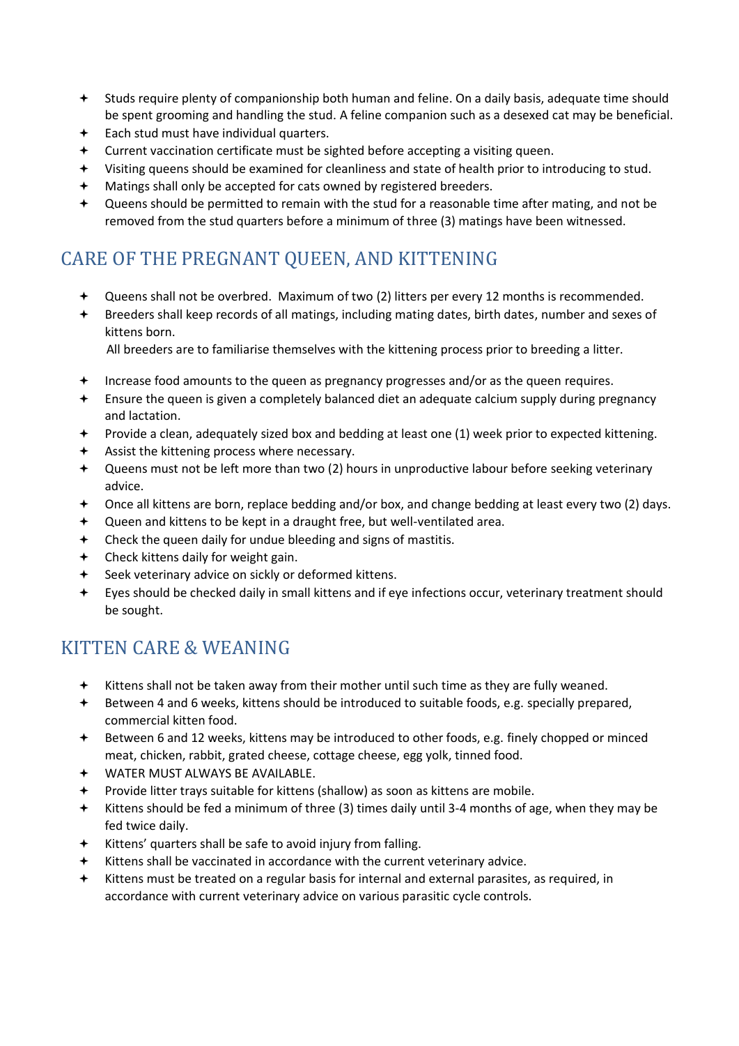- Studs require plenty of companionship both human and feline. On a daily basis, adequate time should be spent grooming and handling the stud. A feline companion such as a desexed cat may be beneficial.
- Each stud must have individual quarters.
- Current vaccination certificate must be sighted before accepting a visiting queen.
- Visiting queens should be examined for cleanliness and state of health prior to introducing to stud.
- Matings shall only be accepted for cats owned by registered breeders.
- Queens should be permitted to remain with the stud for a reasonable time after mating, and not be removed from the stud quarters before a minimum of three (3) matings have been witnessed.

## CARE OF THE PREGNANT QUEEN, AND KITTENING

- Queens shall not be overbred. Maximum of two (2) litters per every 12 months is recommended.
- Breeders shall keep records of all matings, including mating dates, birth dates, number and sexes of kittens born.

  All breeders are to familiarise themselves with the kittening process prior to breeding a litter.

- Increase food amounts to the queen as pregnancy progresses and/or as the queen requires.
- Ensure the queen is given a completely balanced diet an adequate calcium supply during pregnancy and lactation.
- Provide a clean, adequately sized box and bedding at least one (1) week prior to expected kittening.
- Assist the kittening process where necessary.
- Queens must not be left more than two (2) hours in unproductive labour before seeking veterinary advice.
- Once all kittens are born, replace bedding and/or box, and change bedding at least every two (2) days.
- Queen and kittens to be kept in a draught free, but well-ventilated area.
- Check the queen daily for undue bleeding and signs of mastitis.
- Check kittens daily for weight gain.
- Seek veterinary advice on sickly or deformed kittens.
- Eyes should be checked daily in small kittens and if eye infections occur, veterinary treatment should be sought.

## KITTEN CARE & WEANING

- Kittens shall not be taken away from their mother until such time as they are fully weaned.
- Between 4 and 6 weeks, kittens should be introduced to suitable foods, e.g. specially prepared, commercial kitten food.
- Between 6 and 12 weeks, kittens may be introduced to other foods, e.g. finely chopped or minced meat, chicken, rabbit, grated cheese, cottage cheese, egg yolk, tinned food.
- WATER MUST ALWAYS BE AVAILABLE.
- Provide litter trays suitable for kittens (shallow) as soon as kittens are mobile.
- Kittens should be fed a minimum of three (3) times daily until 3-4 months of age, when they may be fed twice daily.
- Kittens' quarters shall be safe to avoid injury from falling.
- Kittens shall be vaccinated in accordance with the current veterinary advice.
- Kittens must be treated on a regular basis for internal and external parasites, as required, in accordance with current veterinary advice on various parasitic cycle controls.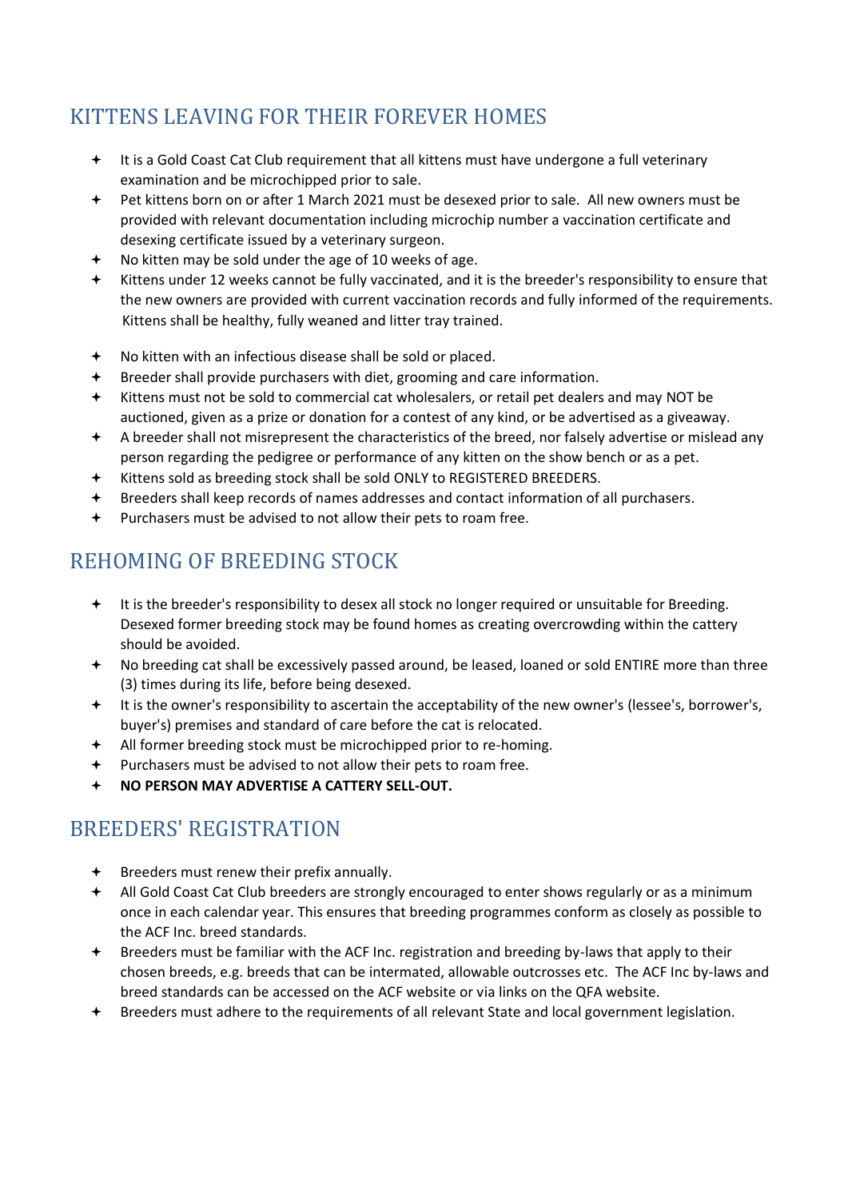## KITTENS LEAVING FOR THEIR FOREVER HOMES

- It is a Gold Coast Cat Club requirement that all kittens must have undergone a full veterinary examination and be microchipped prior to sale.
- Pet kittens born on or after 1 March 2021 must be desexed prior to sale. All new owners must be provided with relevant documentation including microchip number a vaccination certificate and desexing certificate issued by a veterinary surgeon.
- No kitten may be sold under the age of 10 weeks of age.
- Kittens under 12 weeks cannot be fully vaccinated, and it is the breeder's responsibility to ensure that the new owners are provided with current vaccination records and fully informed of the requirements. Kittens shall be healthy, fully weaned and litter tray trained.
- No kitten with an infectious disease shall be sold or placed.
- Breeder shall provide purchasers with diet, grooming and care information.
- Kittens must not be sold to commercial cat wholesalers, or retail pet dealers and may NOT be auctioned, given as a prize or donation for a contest of any kind, or be advertised as a giveaway.
- A breeder shall not misrepresent the characteristics of the breed, nor falsely advertise or mislead any person regarding the pedigree or performance of any kitten on the show bench or as a pet.
- Kittens sold as breeding stock shall be sold ONLY to REGISTERED BREEDERS.
- Breeders shall keep records of names addresses and contact information of all purchasers.
- Purchasers must be advised to not allow their pets to roam free.

## REHOMING OF BREEDING STOCK

- It is the breeder's responsibility to desex all stock no longer required or unsuitable for Breeding. Desexed former breeding stock may be found homes as creating overcrowding within the cattery should be avoided.
- No breeding cat shall be excessively passed around, be leased, loaned or sold ENTIRE more than three (3) times during its life, before being desexed.
- It is the owner's responsibility to ascertain the acceptability of the new owner's (lessee's, borrower's, buyer's) premises and standard of care before the cat is relocated.
- All former breeding stock must be microchipped prior to re-homing.
- Purchasers must be advised to not allow their pets to roam free.
- **NO PERSON MAY ADVERTISE A CATTERY SELL-OUT.**

## BREEDERS' REGISTRATION

- Breeders must renew their prefix annually.
- All Gold Coast Cat Club breeders are strongly encouraged to enter shows regularly or as a minimum once in each calendar year. This ensures that breeding programmes conform as closely as possible to the ACF Inc. breed standards.
- Breeders must be familiar with the ACF Inc. registration and breeding by-laws that apply to their chosen breeds, e.g. breeds that can be intermated, allowable outcrosses etc. The ACF Inc by-laws and breed standards can be accessed on the ACF website or via links on the QFA website.
- Breeders must adhere to the requirements of all relevant State and local government legislation.